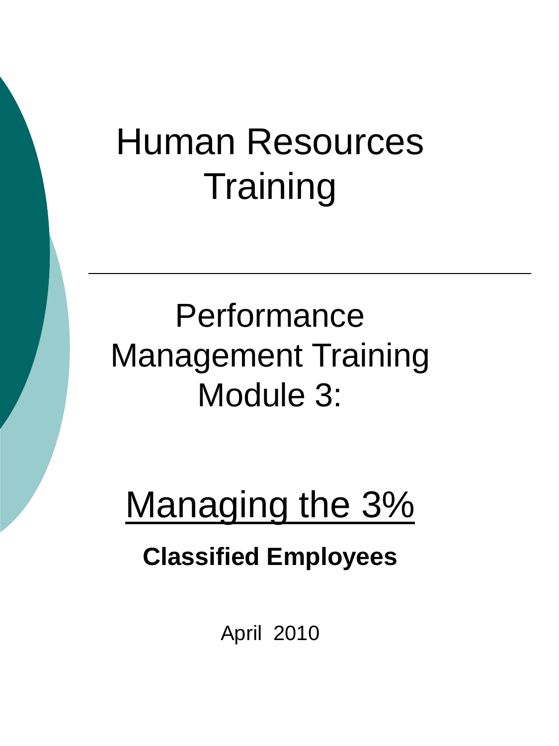# Human Resources Training

## Performance Management Training Module 3:

## Managing the 3%

**Classified Employees**

April 2010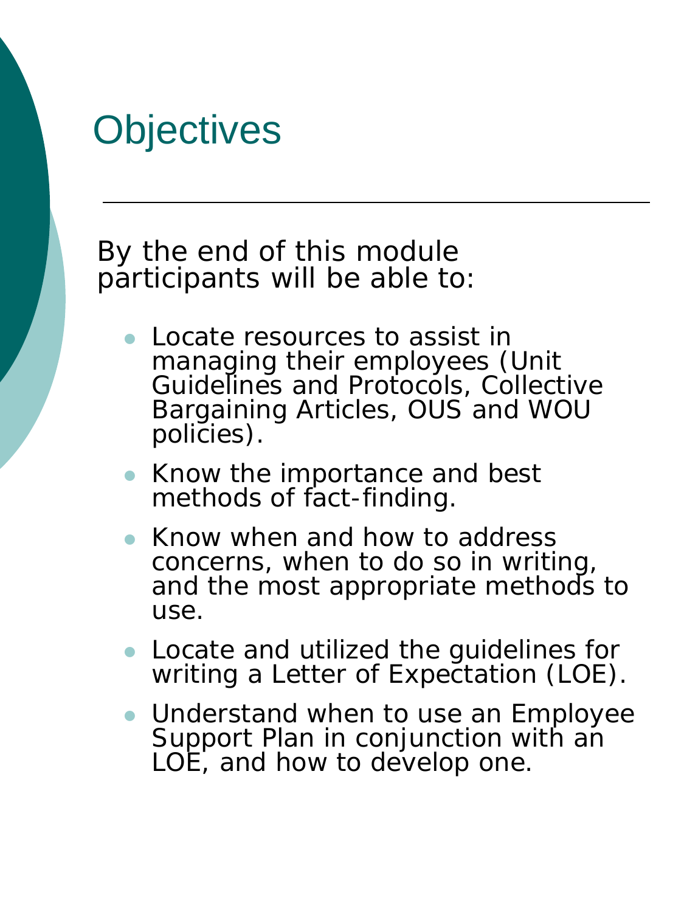# Objectives

By the end of this module participants will be able to:

- Locate resources to assist in managing their employees (Unit Guidelines and Protocols, Collective Bargaining Articles, OUS and WOU policies).
- Know the importance and best methods of fact-finding.
- Know when and how to address concerns, when to do so in writing, and the most appropriate methods to use.
- Locate and utilized the guidelines for writing a Letter of Expectation (LOE).
- Understand when to use an Employee Support Plan in conjunction with an LOE, and how to develop one.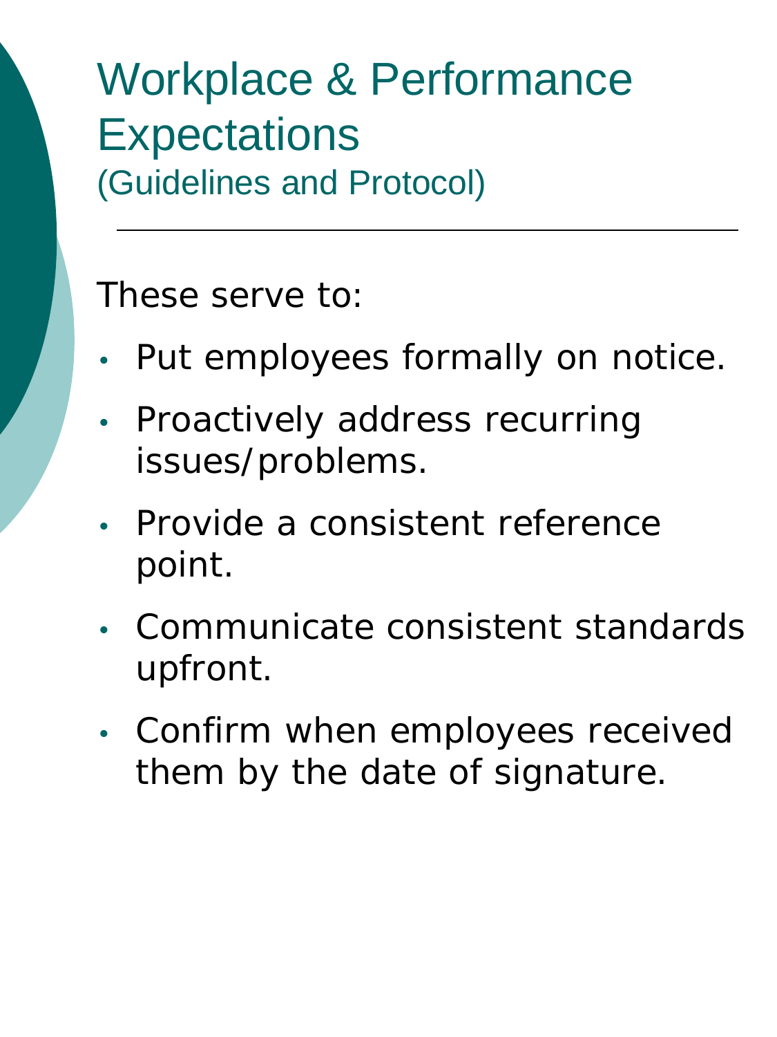# Workplace & Performance Expectations
## (Guidelines and Protocol)

---

These serve to:

- Put employees formally on notice.
- Proactively address recurring issues/problems.
- Provide a consistent reference point.
- Communicate consistent standards upfront.
- Confirm when employees received them by the date of signature.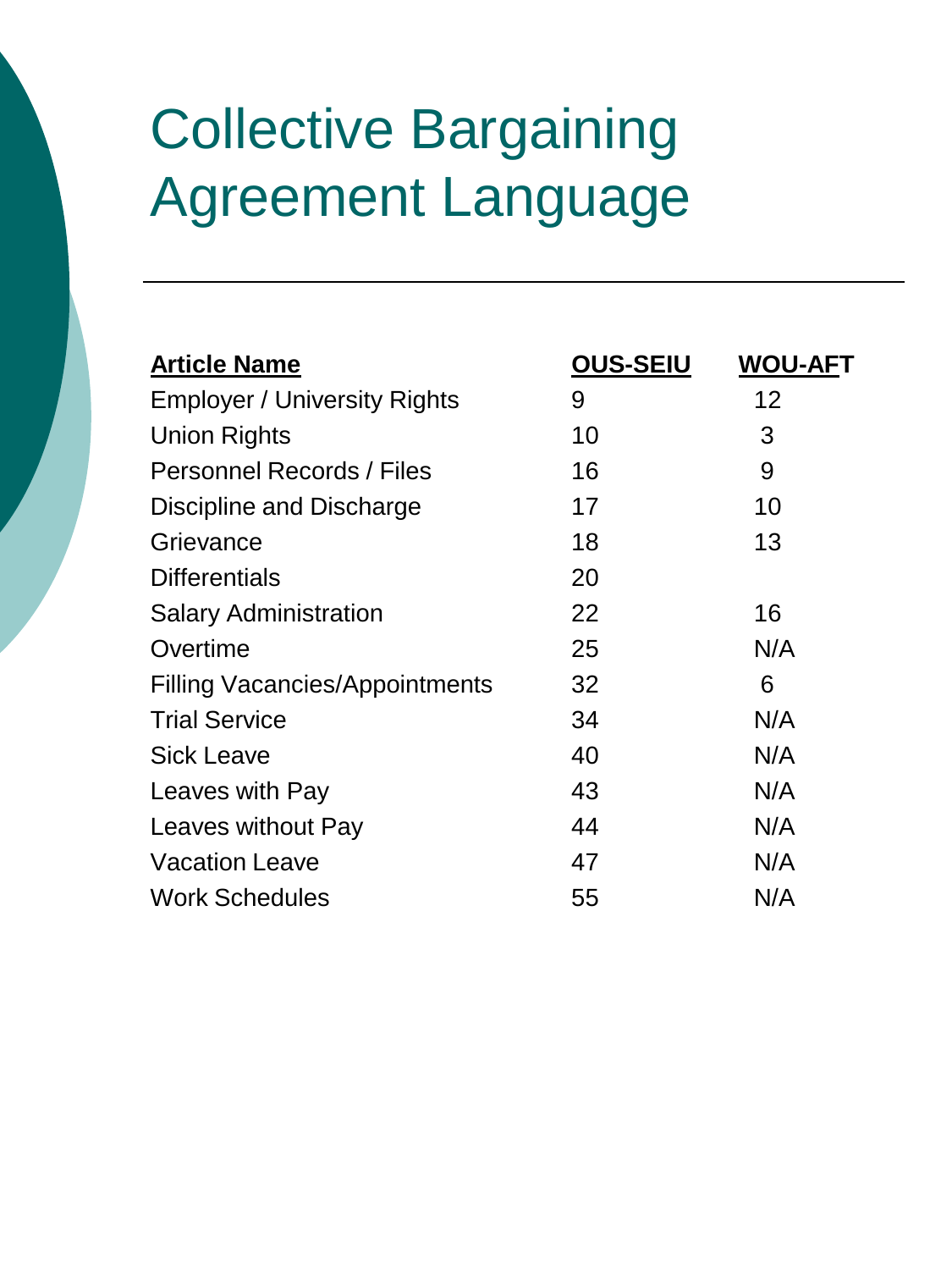# Collective Bargaining Agreement Language

| Article Name | OUS-SEIU | WOU-AFT |
| --- | --- | --- |
| Employer / University Rights | 9 | 12 |
| Union Rights | 10 | 3 |
| Personnel Records / Files | 16 | 9 |
| Discipline and Discharge | 17 | 10 |
| Grievance | 18 | 13 |
| Differentials | 20 | |
| Salary Administration | 22 | 16 |
| Overtime | 25 | N/A |
| Filling Vacancies/Appointments | 32 | 6 |
| Trial Service | 34 | N/A |
| Sick Leave | 40 | N/A |
| Leaves with Pay | 43 | N/A |
| Leaves without Pay | 44 | N/A |
| Vacation Leave | 47 | N/A |
| Work Schedules | 55 | N/A |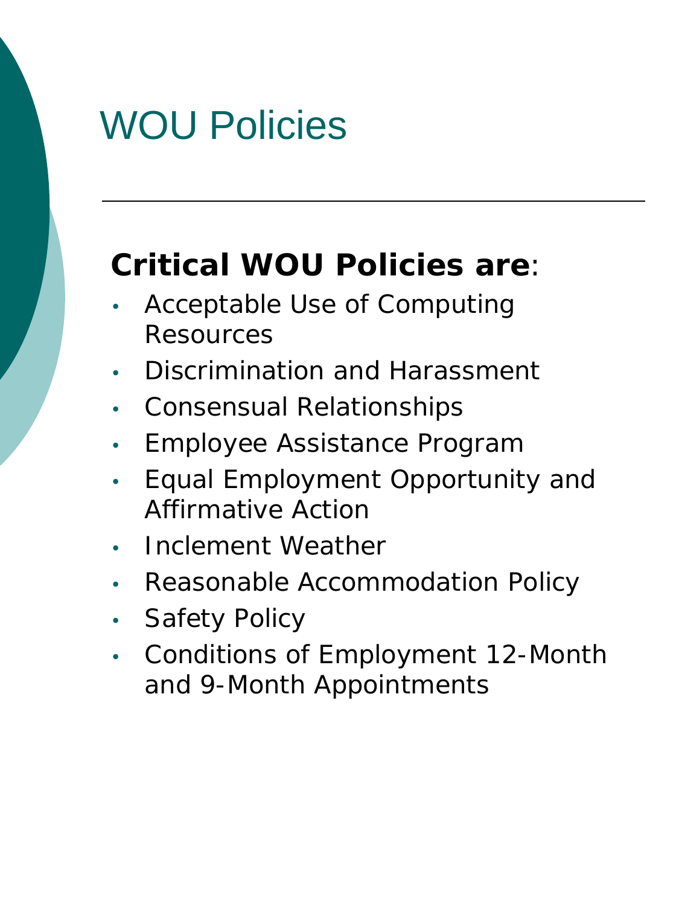# WOU Policies

**Critical WOU Policies are**:

- Acceptable Use of Computing Resources
- Discrimination and Harassment
- Consensual Relationships
- Employee Assistance Program
- Equal Employment Opportunity and Affirmative Action
- Inclement Weather
- Reasonable Accommodation Policy
- Safety Policy
- Conditions of Employment 12-Month and 9-Month Appointments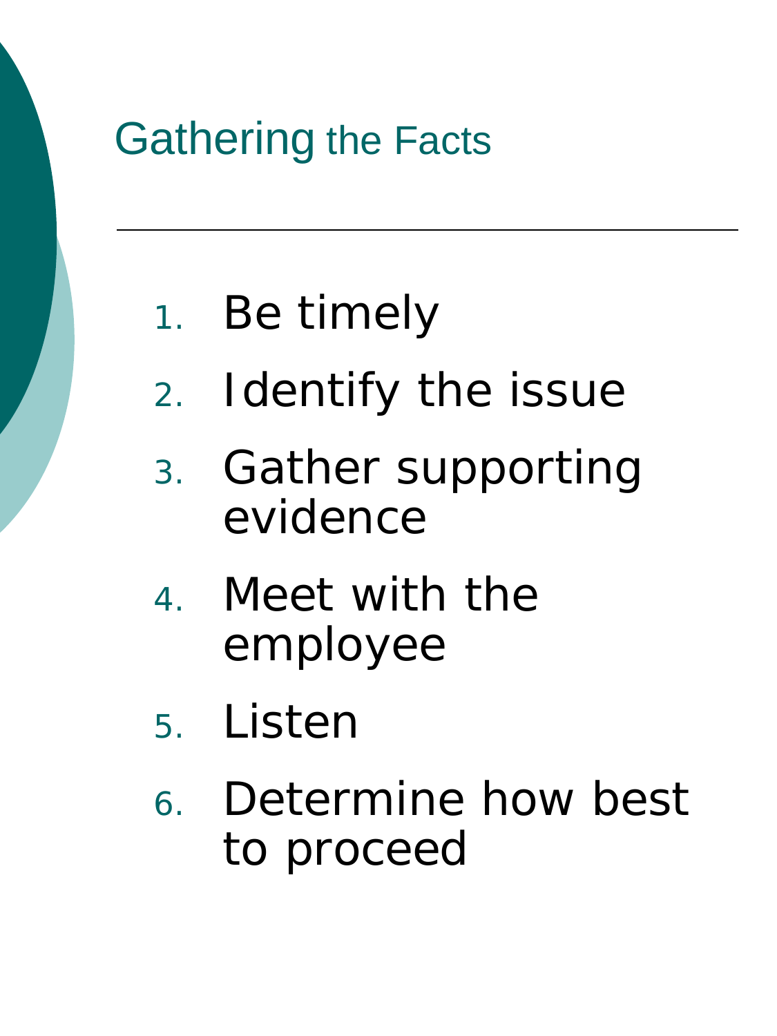# Gathering the Facts

1. Be timely
2. Identify the issue
3. Gather supporting evidence
4. Meet with the employee
5. Listen
6. Determine how best to proceed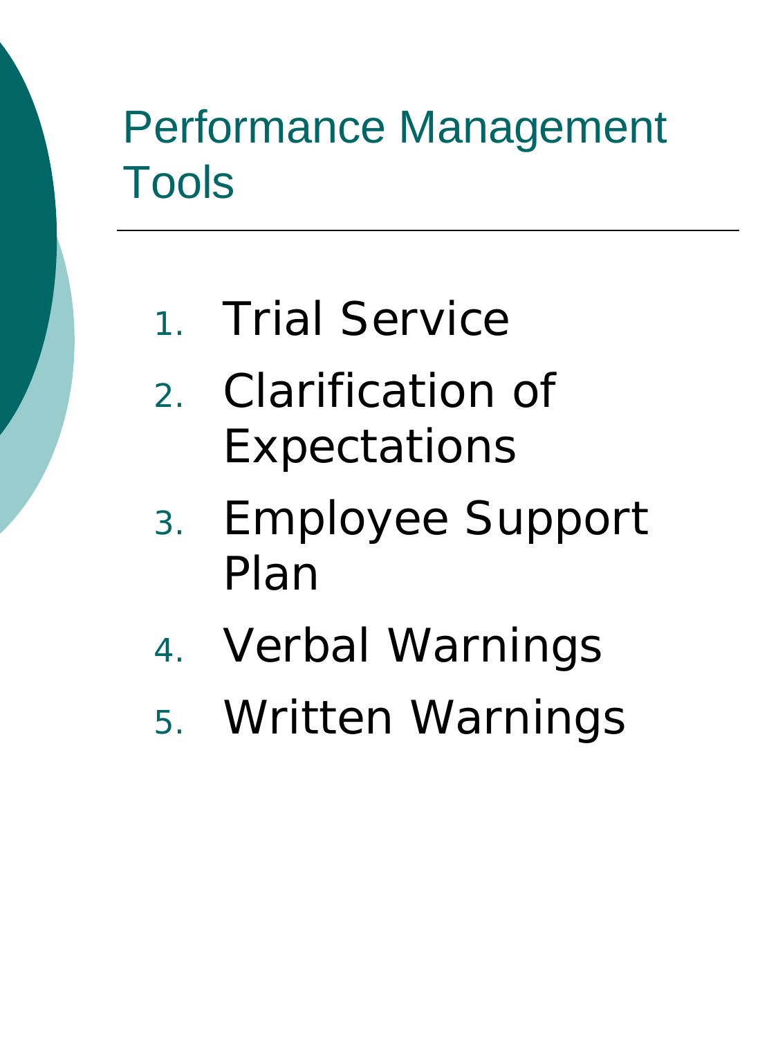# Performance Management Tools

1. Trial Service
2. Clarification of Expectations
3. Employee Support Plan
4. Verbal Warnings
5. Written Warnings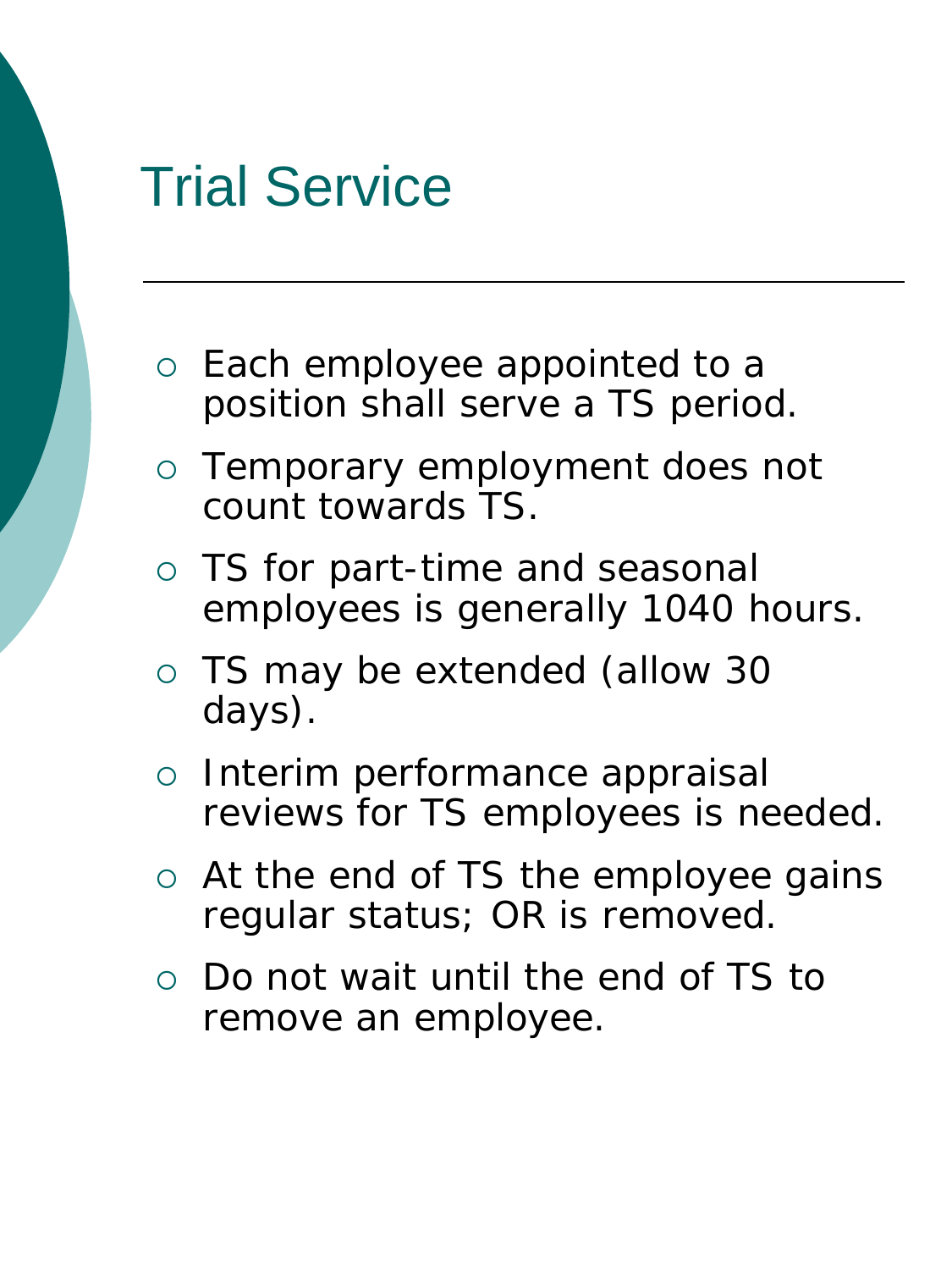# Trial Service

- Each employee appointed to a position shall serve a TS period.
- Temporary employment does not count towards TS.
- TS for part-time and seasonal employees is generally 1040 hours.
- TS may be extended (allow 30 days).
- Interim performance appraisal reviews for TS employees is needed.
- At the end of TS the employee gains regular status; OR is removed.
- Do not wait until the end of TS to remove an employee.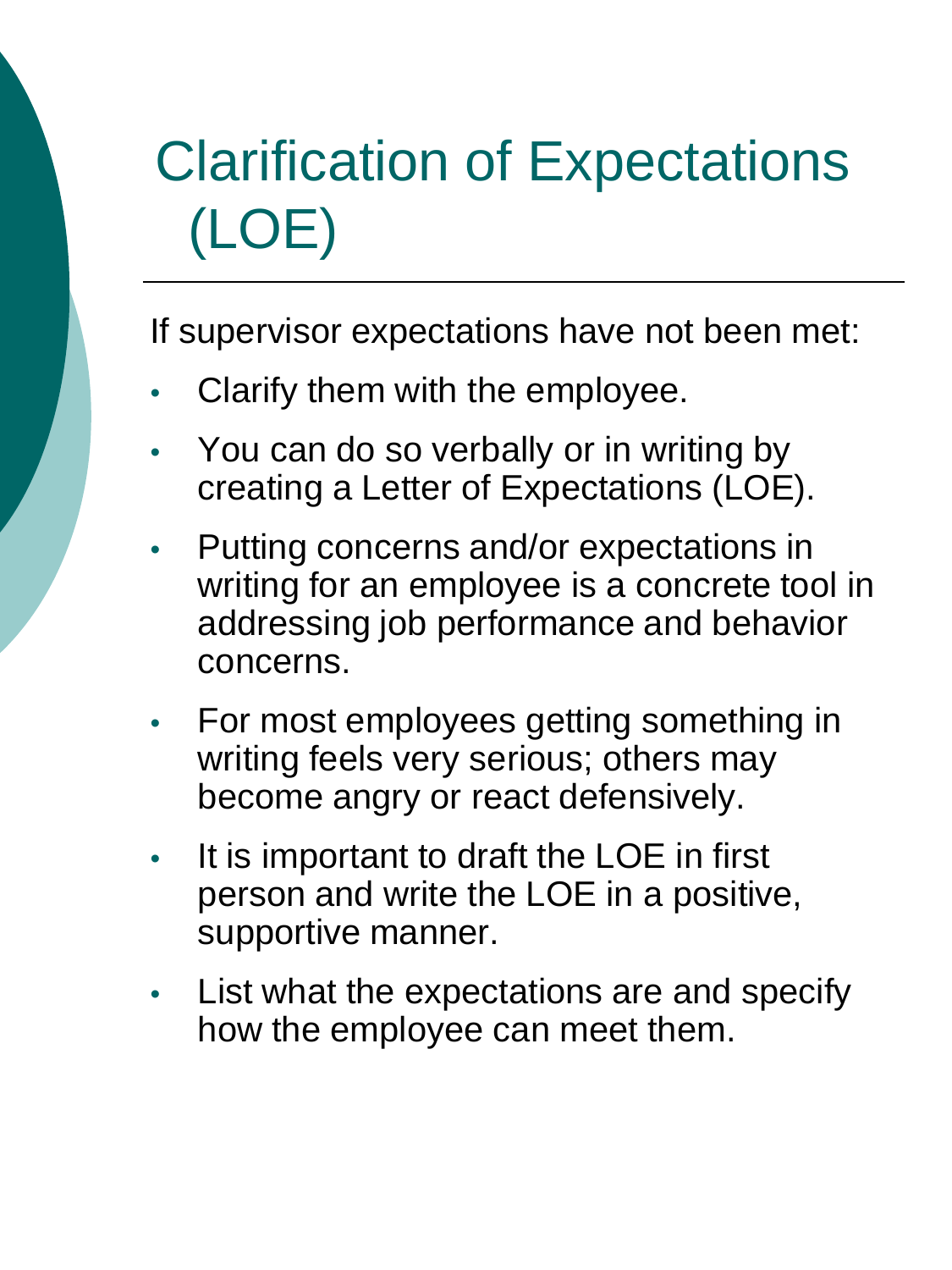# Clarification of Expectations (LOE)

If supervisor expectations have not been met:

- Clarify them with the employee.
- You can do so verbally or in writing by creating a Letter of Expectations (LOE).
- Putting concerns and/or expectations in writing for an employee is a concrete tool in addressing job performance and behavior concerns.
- For most employees getting something in writing feels very serious; others may become angry or react defensively.
- It is important to draft the LOE in first person and write the LOE in a positive, supportive manner.
- List what the expectations are and specify how the employee can meet them.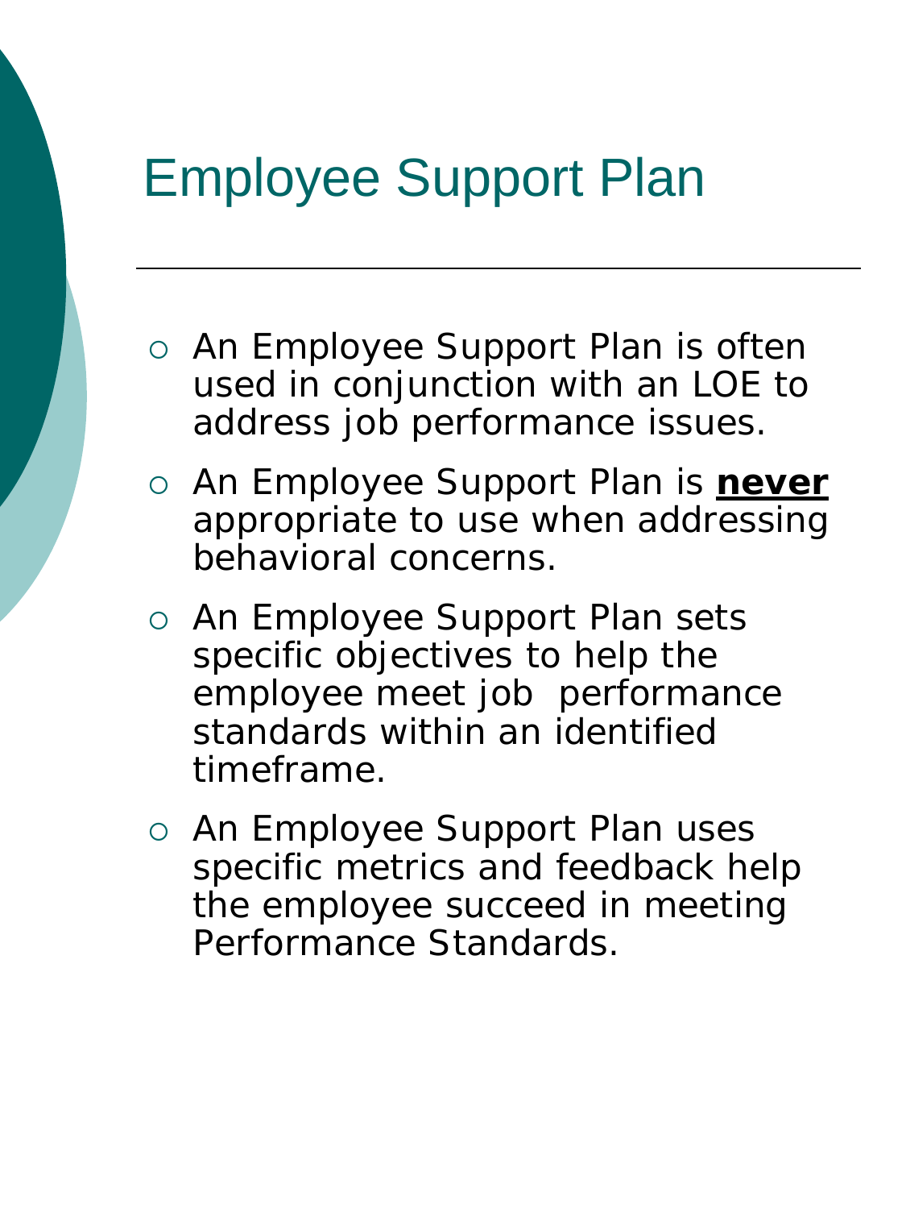# Employee Support Plan

- An Employee Support Plan is often used in conjunction with an LOE to address job performance issues.
- An Employee Support Plan is **never** appropriate to use when addressing behavioral concerns.
- An Employee Support Plan sets specific objectives to help the employee meet job performance standards within an identified timeframe.
- An Employee Support Plan uses specific metrics and feedback help the employee succeed in meeting Performance Standards.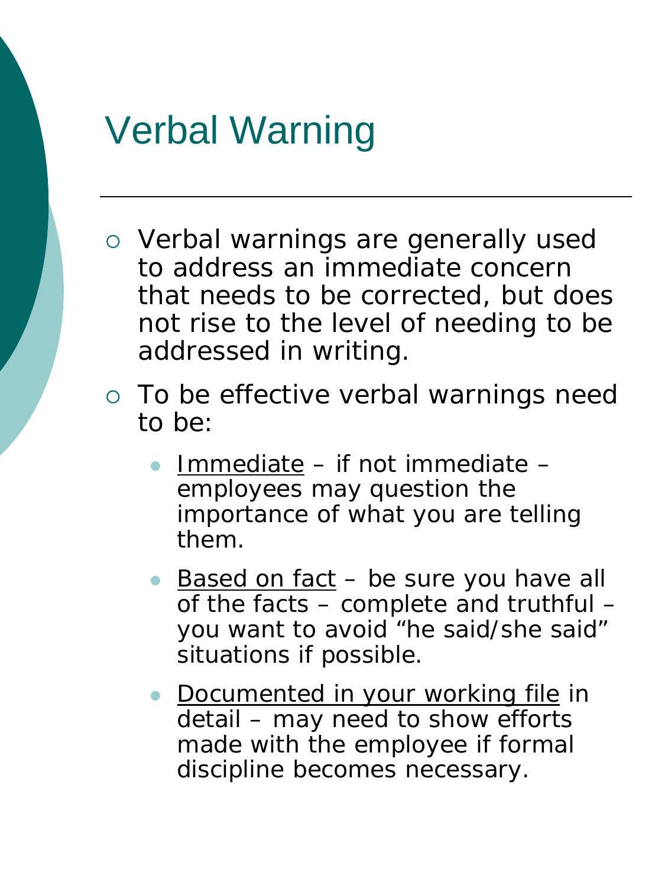# Verbal Warning

- Verbal warnings are generally used to address an immediate concern that needs to be corrected, but does not rise to the level of needing to be addressed in writing.
- To be effective verbal warnings need to be:
  - <u>Immediate</u> – if not immediate – employees may question the importance of what you are telling them.
  - <u>Based on fact</u> – be sure you have all of the facts – complete and truthful – you want to avoid "he said/she said" situations if possible.
  - <u>Documented in your working file</u> in detail – may need to show efforts made with the employee if formal discipline becomes necessary.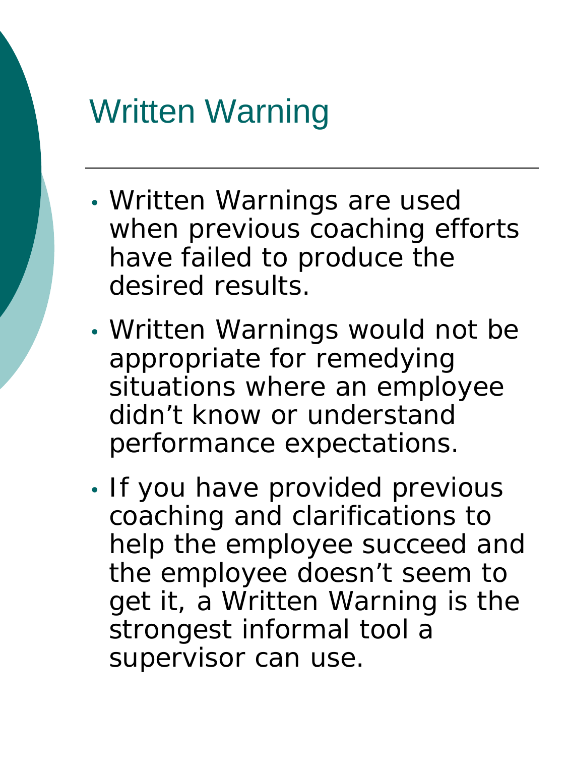# Written Warning

- Written Warnings are used when previous coaching efforts have failed to produce the desired results.
- Written Warnings would not be appropriate for remedying situations where an employee didn't know or understand performance expectations.
- If you have provided previous coaching and clarifications to help the employee succeed and the employee doesn't seem to get it, a Written Warning is the strongest informal tool a supervisor can use.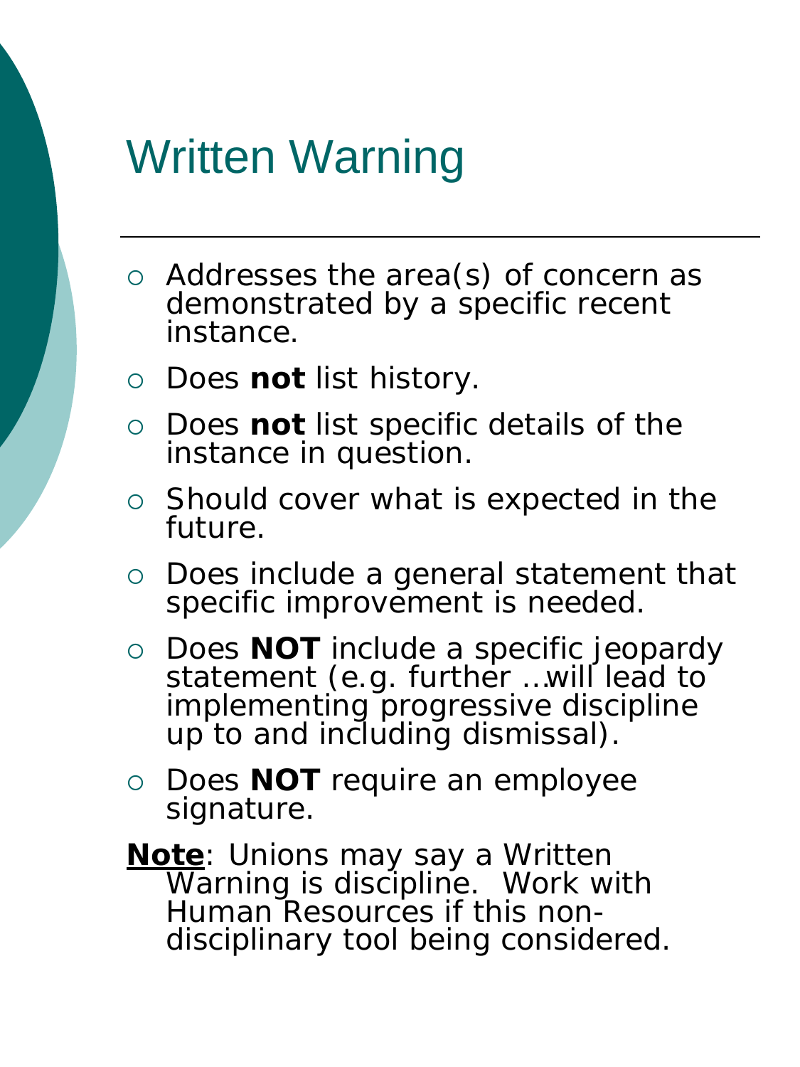# Written Warning

- Addresses the area(s) of concern as demonstrated by a specific recent instance.
- Does **not** list history.
- Does **not** list specific details of the instance in question.
- Should cover what is expected in the future.
- Does include a general statement that specific improvement is needed.
- Does **NOT** include a specific jeopardy statement (e.g. further …will lead to implementing progressive discipline up to and including dismissal).
- Does **NOT** require an employee signature.

**<u>Note</u>**: Unions may say a Written Warning is discipline. Work with Human Resources if this non-disciplinary tool being considered.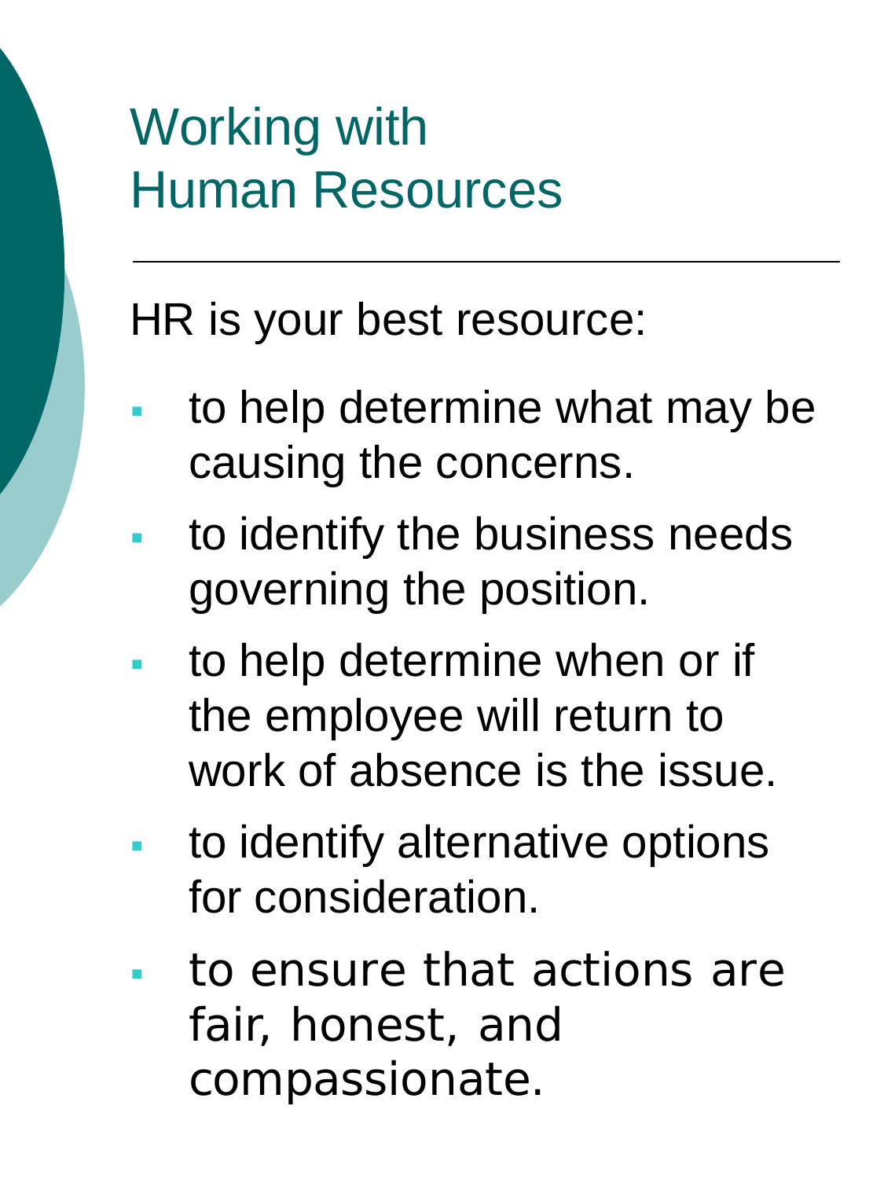# Working with Human Resources

HR is your best resource:

- to help determine what may be causing the concerns.
- to identify the business needs governing the position.
- to help determine when or if the employee will return to work of absence is the issue.
- to identify alternative options for consideration.
- to ensure that actions are fair, honest, and compassionate.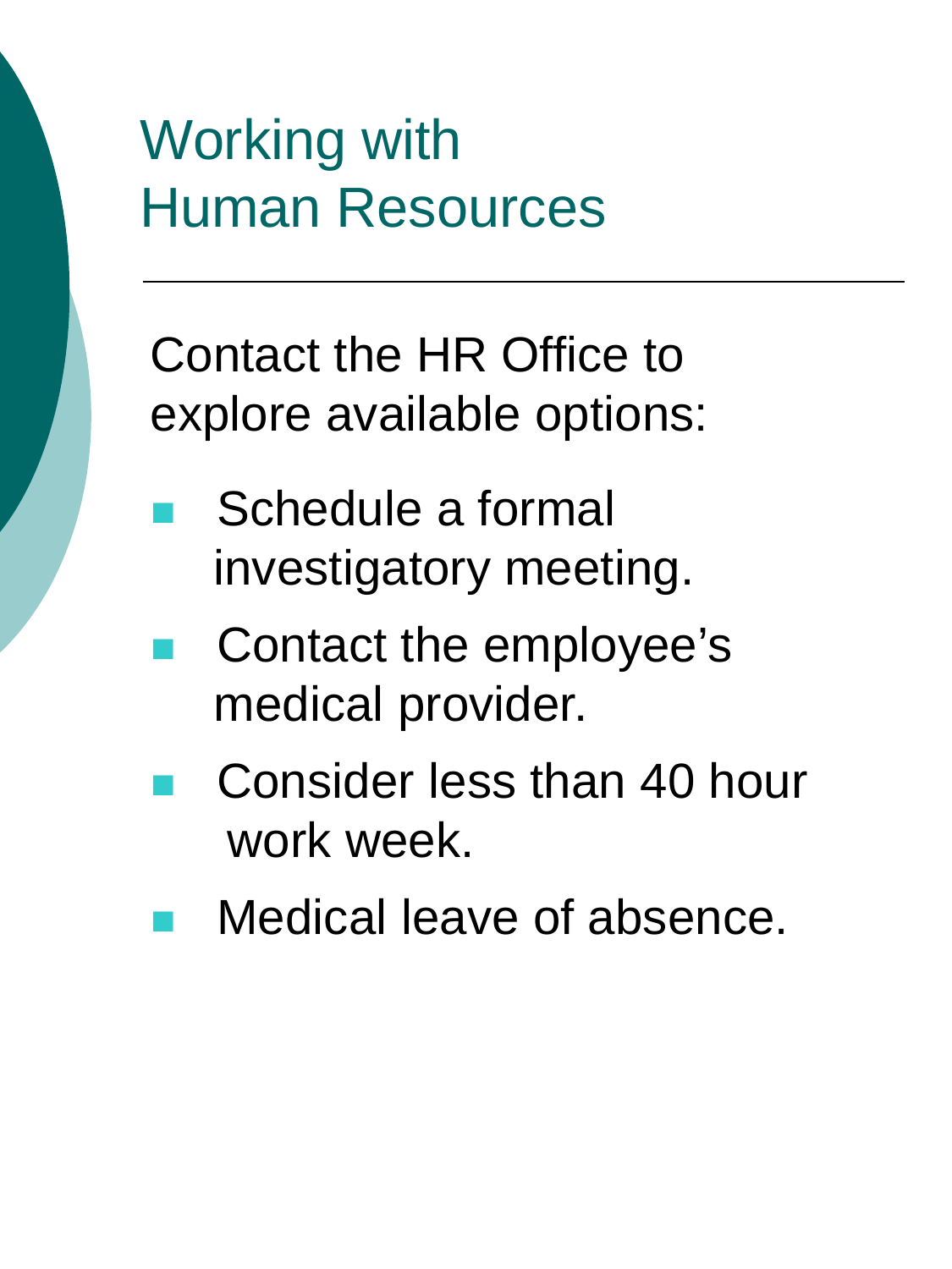# Working with Human Resources

Contact the HR Office to explore available options:

- Schedule a formal investigatory meeting.
- Contact the employee's medical provider.
- Consider less than 40 hour work week.
- Medical leave of absence.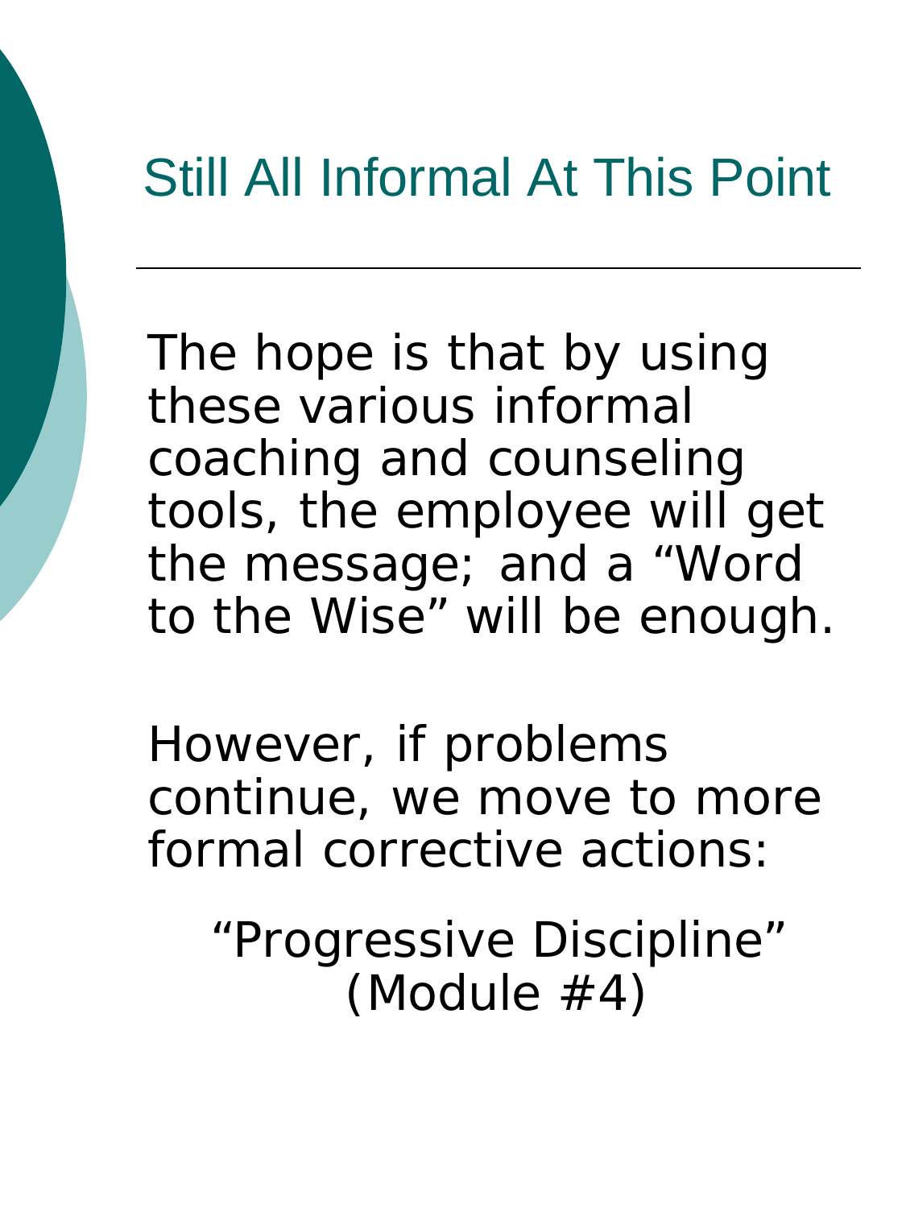# Still All Informal At This Point

The hope is that by using these various informal coaching and counseling tools, the employee will get the message; and a "Word to the Wise" will be enough.

However, if problems continue, we move to more formal corrective actions:

"Progressive Discipline" (Module #4)